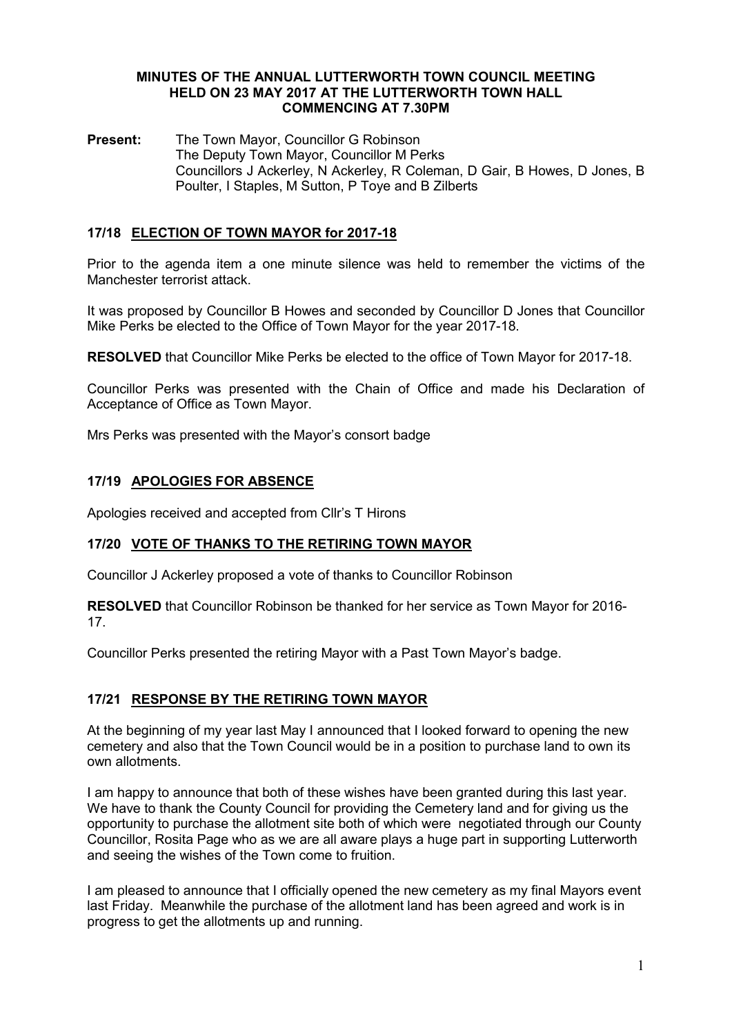# MINUTES OF THE ANNUAL LUTTERWORTH TOWN COUNCIL MEETING HELD ON 23 MAY 2017 AT THE LUTTERWORTH TOWN HALL COMMENCING AT 7.30PM

**Present:** The Town Mayor, Councillor G Robinson
The Deputy Town Mayor, Councillor M Perks
Councillors J Ackerley, N Ackerley, R Coleman, D Gair, B Howes, D Jones, B Poulter, I Staples, M Sutton, P Toye and B Zilberts

## 17/18 ELECTION OF TOWN MAYOR for 2017-18

Prior to the agenda item a one minute silence was held to remember the victims of the Manchester terrorist attack.

It was proposed by Councillor B Howes and seconded by Councillor D Jones that Councillor Mike Perks be elected to the Office of Town Mayor for the year 2017-18.

**RESOLVED** that Councillor Mike Perks be elected to the office of Town Mayor for 2017-18.

Councillor Perks was presented with the Chain of Office and made his Declaration of Acceptance of Office as Town Mayor.

Mrs Perks was presented with the Mayor's consort badge

## 17/19 APOLOGIES FOR ABSENCE

Apologies received and accepted from Cllr's T Hirons

## 17/20 VOTE OF THANKS TO THE RETIRING TOWN MAYOR

Councillor J Ackerley proposed a vote of thanks to Councillor Robinson

**RESOLVED** that Councillor Robinson be thanked for her service as Town Mayor for 2016-17.

Councillor Perks presented the retiring Mayor with a Past Town Mayor's badge.

## 17/21 RESPONSE BY THE RETIRING TOWN MAYOR

At the beginning of my year last May I announced that I looked forward to opening the new cemetery and also that the Town Council would be in a position to purchase land to own its own allotments.

I am happy to announce that both of these wishes have been granted during this last year. We have to thank the County Council for providing the Cemetery land and for giving us the opportunity to purchase the allotment site both of which were negotiated through our County Councillor, Rosita Page who as we are all aware plays a huge part in supporting Lutterworth and seeing the wishes of the Town come to fruition.

I am pleased to announce that I officially opened the new cemetery as my final Mayors event last Friday. Meanwhile the purchase of the allotment land has been agreed and work is in progress to get the allotments up and running.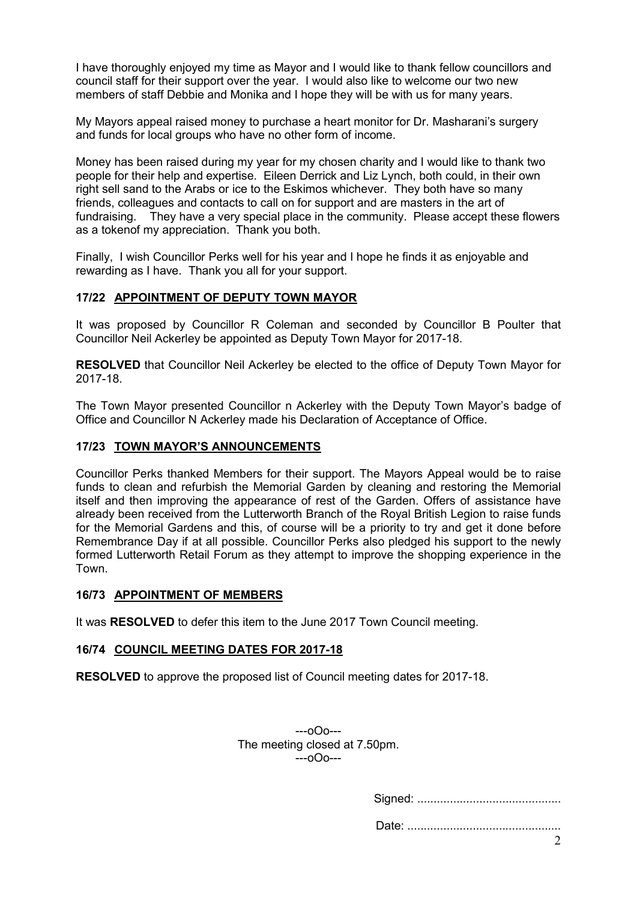I have thoroughly enjoyed my time as Mayor and I would like to thank fellow councillors and council staff for their support over the year. I would also like to welcome our two new members of staff Debbie and Monika and I hope they will be with us for many years.

My Mayors appeal raised money to purchase a heart monitor for Dr. Masharani's surgery and funds for local groups who have no other form of income.

Money has been raised during my year for my chosen charity and I would like to thank two people for their help and expertise. Eileen Derrick and Liz Lynch, both could, in their own right sell sand to the Arabs or ice to the Eskimos whichever. They both have so many friends, colleagues and contacts to call on for support and are masters in the art of fundraising. They have a very special place in the community. Please accept these flowers as a tokenof my appreciation. Thank you both.

Finally, I wish Councillor Perks well for his year and I hope he finds it as enjoyable and rewarding as I have. Thank you all for your support.

## 17/22 APPOINTMENT OF DEPUTY TOWN MAYOR

It was proposed by Councillor R Coleman and seconded by Councillor B Poulter that Councillor Neil Ackerley be appointed as Deputy Town Mayor for 2017-18.

**RESOLVED** that Councillor Neil Ackerley be elected to the office of Deputy Town Mayor for 2017-18.

The Town Mayor presented Councillor n Ackerley with the Deputy Town Mayor's badge of Office and Councillor N Ackerley made his Declaration of Acceptance of Office.

## 17/23 TOWN MAYOR'S ANNOUNCEMENTS

Councillor Perks thanked Members for their support. The Mayors Appeal would be to raise funds to clean and refurbish the Memorial Garden by cleaning and restoring the Memorial itself and then improving the appearance of rest of the Garden. Offers of assistance have already been received from the Lutterworth Branch of the Royal British Legion to raise funds for the Memorial Gardens and this, of course will be a priority to try and get it done before Remembrance Day if at all possible. Councillor Perks also pledged his support to the newly formed Lutterworth Retail Forum as they attempt to improve the shopping experience in the Town.

## 16/73 APPOINTMENT OF MEMBERS

It was **RESOLVED** to defer this item to the June 2017 Town Council meeting.

## 16/74 COUNCIL MEETING DATES FOR 2017-18

**RESOLVED** to approve the proposed list of Council meeting dates for 2017-18.

---oOo---
The meeting closed at 7.50pm.
---oOo---

Signed: ............................................

Date: ...............................................